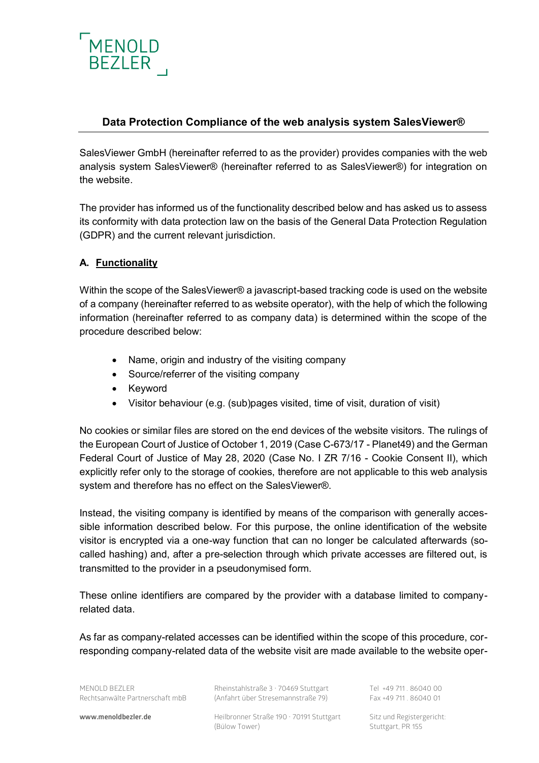MENOLD BEZLER

## Data Protection Compliance of the web analysis system SalesViewer®

SalesViewer GmbH (hereinafter referred to as the provider) provides companies with the web analysis system SalesViewer® (hereinafter referred to as SalesViewer®) for integration on the website.

The provider has informed us of the functionality described below and has asked us to assess its conformity with data protection law on the basis of the General Data Protection Regulation (GDPR) and the current relevant jurisdiction.

### A. Functionality

Within the scope of the SalesViewer® a javascript-based tracking code is used on the website of a company (hereinafter referred to as website operator), with the help of which the following information (hereinafter referred to as company data) is determined within the scope of the procedure described below:

- Name, origin and industry of the visiting company
- Source/referrer of the visiting company
- Keyword
- Visitor behaviour (e.g. (sub)pages visited, time of visit, duration of visit)

No cookies or similar files are stored on the end devices of the website visitors. The rulings of the European Court of Justice of October 1, 2019 (Case C-673/17 - Planet49) and the German Federal Court of Justice of May 28, 2020 (Case No. I ZR 7/16 - Cookie Consent II), which explicitly refer only to the storage of cookies, therefore are not applicable to this web analysis system and therefore has no effect on the SalesViewer®.

Instead, the visiting company is identified by means of the comparison with generally accessible information described below. For this purpose, the online identification of the website visitor is encrypted via a one-way function that can no longer be calculated afterwards (so-called hashing) and, after a pre-selection through which private accesses are filtered out, is transmitted to the provider in a pseudonymised form.

These online identifiers are compared by the provider with a database limited to company-related data.

As far as company-related accesses can be identified within the scope of this procedure, corresponding company-related data of the website visit are made available to the website oper-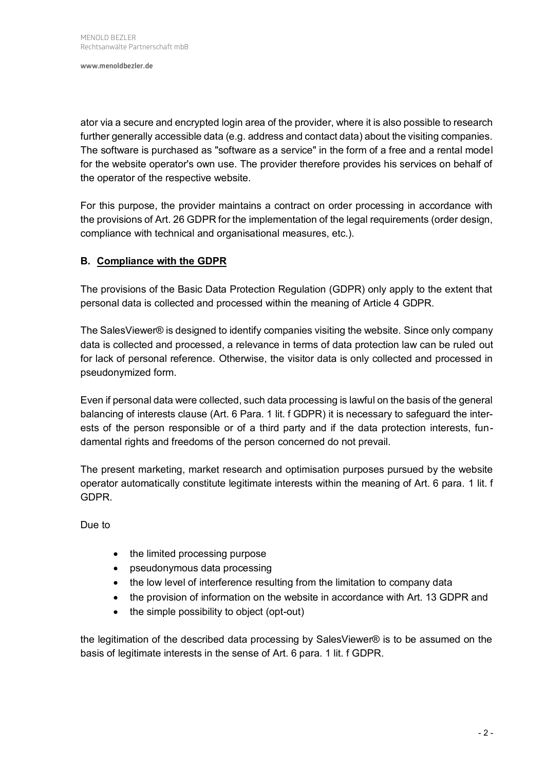ator via a secure and encrypted login area of the provider, where it is also possible to research further generally accessible data (e.g. address and contact data) about the visiting companies. The software is purchased as "software as a service" in the form of a free and a rental model for the website operator's own use. The provider therefore provides his services on behalf of the operator of the respective website.

For this purpose, the provider maintains a contract on order processing in accordance with the provisions of Art. 26 GDPR for the implementation of the legal requirements (order design, compliance with technical and organisational measures, etc.).

## B. Compliance with the GDPR

The provisions of the Basic Data Protection Regulation (GDPR) only apply to the extent that personal data is collected and processed within the meaning of Article 4 GDPR.

The SalesViewer® is designed to identify companies visiting the website. Since only company data is collected and processed, a relevance in terms of data protection law can be ruled out for lack of personal reference. Otherwise, the visitor data is only collected and processed in pseudonymized form.

Even if personal data were collected, such data processing is lawful on the basis of the general balancing of interests clause (Art. 6 Para. 1 lit. f GDPR) it is necessary to safeguard the interests of the person responsible or of a third party and if the data protection interests, fundamental rights and freedoms of the person concerned do not prevail.

The present marketing, market research and optimisation purposes pursued by the website operator automatically constitute legitimate interests within the meaning of Art. 6 para. 1 lit. f GDPR.

Due to

- the limited processing purpose
- pseudonymous data processing
- the low level of interference resulting from the limitation to company data
- the provision of information on the website in accordance with Art. 13 GDPR and
- the simple possibility to object (opt-out)

the legitimation of the described data processing by SalesViewer® is to be assumed on the basis of legitimate interests in the sense of Art. 6 para. 1 lit. f GDPR.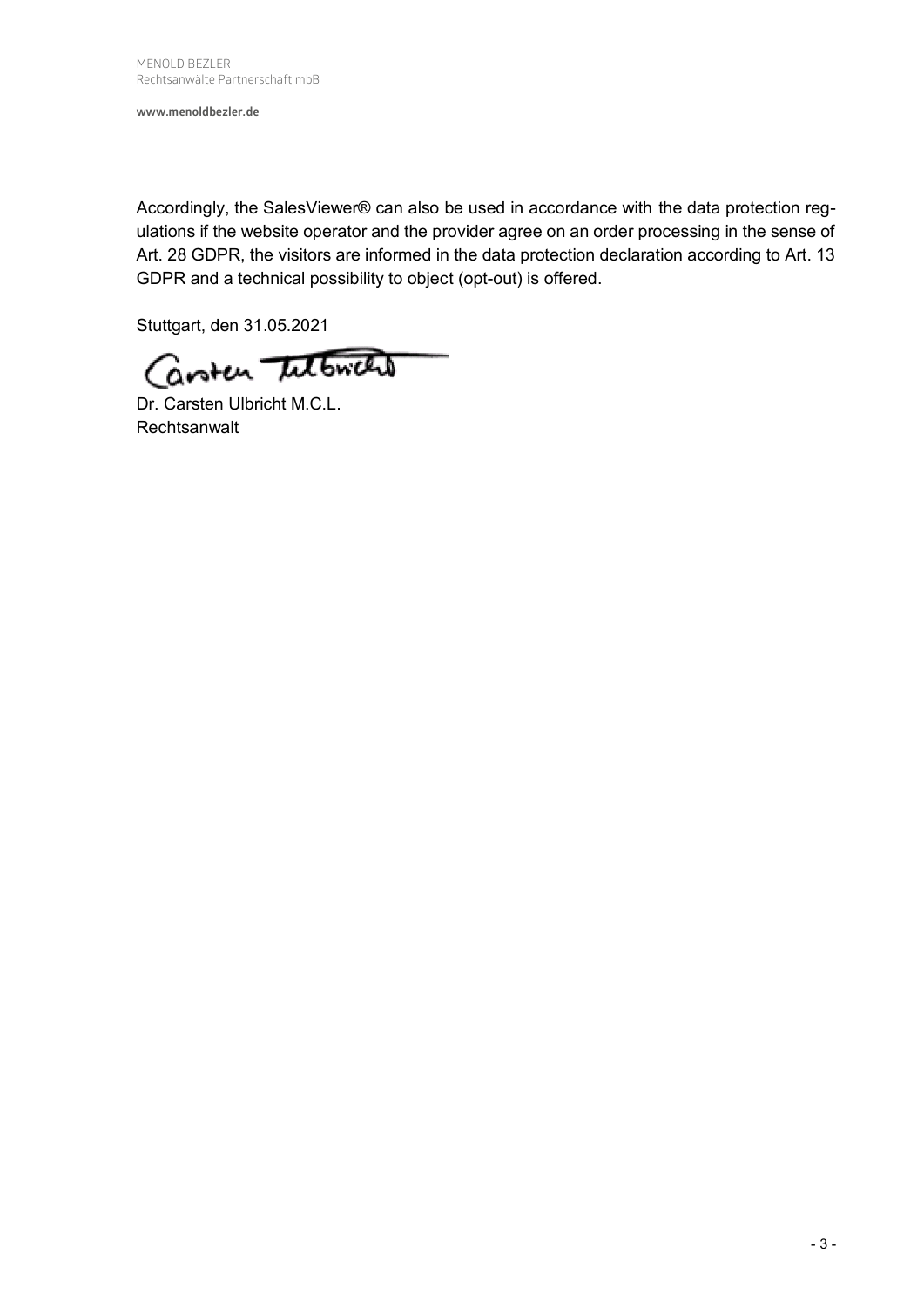Accordingly, the SalesViewer® can also be used in accordance with the data protection regulations if the website operator and the provider agree on an order processing in the sense of Art. 28 GDPR, the visitors are informed in the data protection declaration according to Art. 13 GDPR and a technical possibility to object (opt-out) is offered.

Stuttgart, den 31.05.2021

Dr. Carsten Ulbricht M.C.L.
Rechtsanwalt